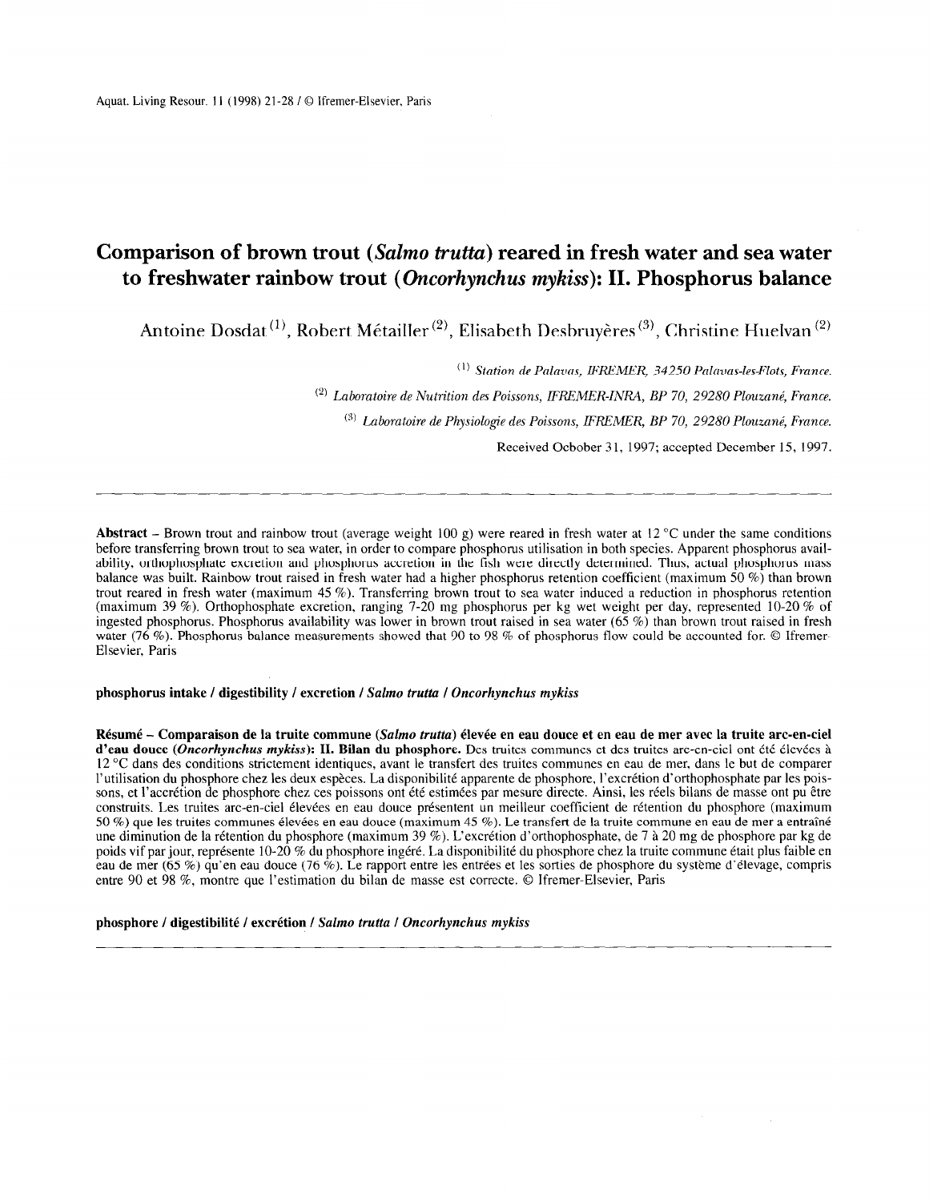# Comparison of brown trout (*Salmo trutta*) reared in fresh water and sea water to freshwater rainbow trout (*Oncorhynchus mykiss*): II. Phosphorus balance

Antoine Dosdat [(1)], Robert Métailler [(2)], Elisabeth Desbruyères [(3)], Christine Huelvan [(2)]

[(1)] *Station de Palavas, IFREMER, 34250 Palavas-les-Flots, France.*

[(2)] *Laboratoire de Nutrition des Poissons, IFREMER-INRA, BP 70, 29280 Plouzané, France.*

[(3)] *Laboratoire de Physiologie des Poissons, IFREMER, BP 70, 29280 Plouzané, France.*

Received Ocbober 31, 1997; accepted December 15, 1997.

---

**Abstract** – Brown trout and rainbow trout (average weight 100 g) were reared in fresh water at 12 °C under the same conditions before transferring brown trout to sea water, in order to compare phosphorus utilisation in both species. Apparent phosphorus availability, orthophosphate excretion and phosphorus accretion in the fish were directly determined. Thus, actual phosphorus mass balance was built. Rainbow trout raised in fresh water had a higher phosphorus retention coefficient (maximum 50 %) than brown trout reared in fresh water (maximum 45 %). Transferring brown trout to sea water induced a reduction in phosphorus retention (maximum 39 %). Orthophosphate excretion, ranging 7-20 mg phosphorus per kg wet weight per day, represented 10-20 % of ingested phosphorus. Phosphorus availability was lower in brown trout raised in sea water (65 %) than brown trout raised in fresh water (76 %). Phosphorus balance measurements showed that 90 to 98 % of phosphorus flow could be accounted for. © Ifremer-Elsevier, Paris

**phosphorus intake / digestibility / excretion / *Salmo trutta* / *Oncorhynchus mykiss***

**Résumé – Comparaison de la truite commune (*Salmo trutta*) élevée en eau douce et en eau de mer avec la truite arc-en-ciel d'eau douce (*Oncorhynchus mykiss*): II. Bilan du phosphore.** Des truites communes et des truites arc-en-ciel ont été élevées à 12 °C dans des conditions strictement identiques, avant le transfert des truites communes en eau de mer, dans le but de comparer l'utilisation du phosphore chez les deux espèces. La disponibilité apparente de phosphore, l'excrétion d'orthophosphate par les poissons, et l'accrétion de phosphore chez ces poissons ont été estimées par mesure directe. Ainsi, les réels bilans de masse ont pu être construits. Les truites arc-en-ciel élevées en eau douce présentent un meilleur coefficient de rétention du phosphore (maximum 50 %) que les truites communes élevées en eau douce (maximum 45 %). Le transfert de la truite commune en eau de mer a entraîné une diminution de la rétention du phosphore (maximum 39 %). L'excrétion d'orthophosphate, de 7 à 20 mg de phosphore par kg de poids vif par jour, représente 10-20 % du phosphore ingéré. La disponibilité du phosphore chez la truite commune était plus faible en eau de mer (65 %) qu'en eau douce (76 %). Le rapport entre les entrées et les sorties de phosphore du système d'élevage, compris entre 90 et 98 %, montre que l'estimation du bilan de masse est correcte. © Ifremer-Elsevier, Paris

**phosphore / digestibilité / excrétion / *Salmo trutta* / *Oncorhynchus mykiss***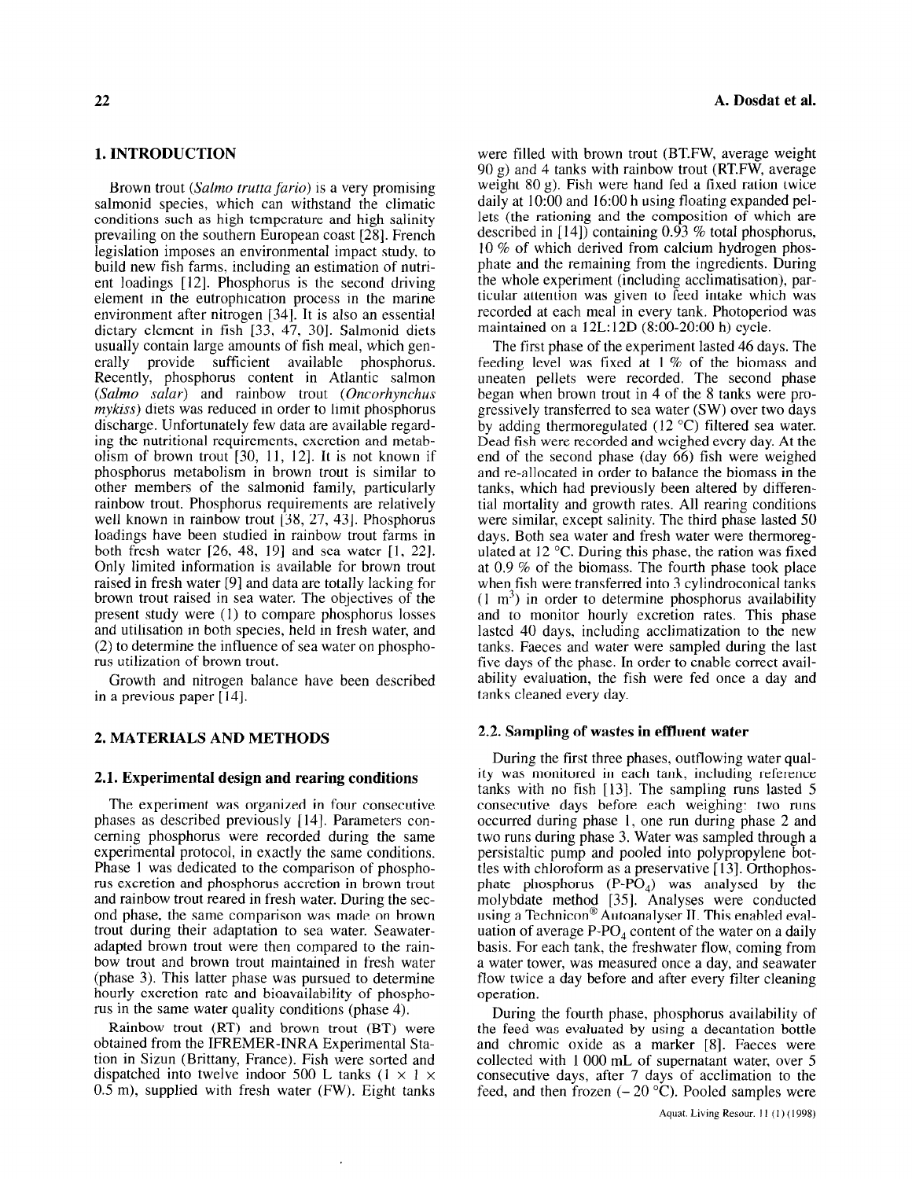## 1. INTRODUCTION

Brown trout (*Salmo trutta fario*) is a very promising salmonid species, which can withstand the climatic conditions such as high temperature and high salinity prevailing on the southern European coast [28]. French legislation imposes an environmental impact study, to build new fish farms, including an estimation of nutrient loadings [12]. Phosphorus is the second driving element in the eutrophication process in the marine environment after nitrogen [34]. It is also an essential dietary element in fish [33, 47, 30]. Salmonid diets usually contain large amounts of fish meal, which generally provide sufficient available phosphorus. Recently, phosphorus content in Atlantic salmon (*Salmo salar*) and rainbow trout (*Oncorhynchus mykiss*) diets was reduced in order to limit phosphorus discharge. Unfortunately few data are available regarding the nutritional requirements, excretion and metabolism of brown trout [30, 11, 12]. It is not known if phosphorus metabolism in brown trout is similar to other members of the salmonid family, particularly rainbow trout. Phosphorus requirements are relatively well known in rainbow trout [38, 27, 43]. Phosphorus loadings have been studied in rainbow trout farms in both fresh water [26, 48, 19] and sea water [1, 22]. Only limited information is available for brown trout raised in fresh water [9] and data are totally lacking for brown trout raised in sea water. The objectives of the present study were (1) to compare phosphorus losses and utilisation in both species, held in fresh water, and (2) to determine the influence of sea water on phosphorus utilization of brown trout.

Growth and nitrogen balance have been described in a previous paper [14].

## 2. MATERIALS AND METHODS

### 2.1. Experimental design and rearing conditions

The experiment was organized in four consecutive phases as described previously [14]. Parameters concerning phosphorus were recorded during the same experimental protocol, in exactly the same conditions. Phase 1 was dedicated to the comparison of phosphorus excretion and phosphorus accretion in brown trout and rainbow trout reared in fresh water. During the second phase, the same comparison was made on brown trout during their adaptation to sea water. Seawater-adapted brown trout were then compared to the rainbow trout and brown trout maintained in fresh water (phase 3). This latter phase was pursued to determine hourly excretion rate and bioavailability of phosphorus in the same water quality conditions (phase 4).

Rainbow trout (RT) and brown trout (BT) were obtained from the IFREMER-INRA Experimental Station in Sizun (Brittany, France). Fish were sorted and dispatched into twelve indoor 500 L tanks (1 × 1 × 0.5 m), supplied with fresh water (FW). Eight tanks were filled with brown trout (BT.FW, average weight 90 g) and 4 tanks with rainbow trout (RT.FW, average weight 80 g). Fish were hand fed a fixed ration twice daily at 10:00 and 16:00 h using floating expanded pellets (the rationing and the composition of which are described in [14]) containing 0.93 % total phosphorus, 10 % of which derived from calcium hydrogen phosphate and the remaining from the ingredients. During the whole experiment (including acclimatisation), particular attention was given to feed intake which was recorded at each meal in every tank. Photoperiod was maintained on a 12L:12D (8:00-20:00 h) cycle.

The first phase of the experiment lasted 46 days. The feeding level was fixed at 1 % of the biomass and uneaten pellets were recorded. The second phase began when brown trout in 4 of the 8 tanks were progressively transferred to sea water (SW) over two days by adding thermoregulated (12 °C) filtered sea water. Dead fish were recorded and weighed every day. At the end of the second phase (day 66) fish were weighed and re-allocated in order to balance the biomass in the tanks, which had previously been altered by differential mortality and growth rates. All rearing conditions were similar, except salinity. The third phase lasted 50 days. Both sea water and fresh water were thermoregulated at 12 °C. During this phase, the ration was fixed at 0.9 % of the biomass. The fourth phase took place when fish were transferred into 3 cylindroconical tanks (1 $m^3$) in order to determine phosphorus availability and to monitor hourly excretion rates. This phase lasted 40 days, including acclimatization to the new tanks. Faeces and water were sampled during the last five days of the phase. In order to enable correct availability evaluation, the fish were fed once a day and tanks cleaned every day.

### 2.2. Sampling of wastes in effluent water

During the first three phases, outflowing water quality was monitored in each tank, including reference tanks with no fish [13]. The sampling runs lasted 5 consecutive days before each weighing: two runs occurred during phase 1, one run during phase 2 and two runs during phase 3. Water was sampled through a persistaltic pump and pooled into polypropylene bottles with chloroform as a preservative [13]. Orthophosphate phosphorus ($P\text{-}PO_4$) was analysed by the molybdate method [35]. Analyses were conducted using a Technicon® Autoanalyser II. This enabled evaluation of average $P\text{-}PO_4$ content of the water on a daily basis. For each tank, the freshwater flow, coming from a water tower, was measured once a day, and seawater flow twice a day before and after every filter cleaning operation.

During the fourth phase, phosphorus availability of the feed was evaluated by using a decantation bottle and chromic oxide as a marker [8]. Faeces were collected with 1 000 mL of supernatant water, over 5 consecutive days, after 7 days of acclimation to the feed, and then frozen (– 20 °C). Pooled samples were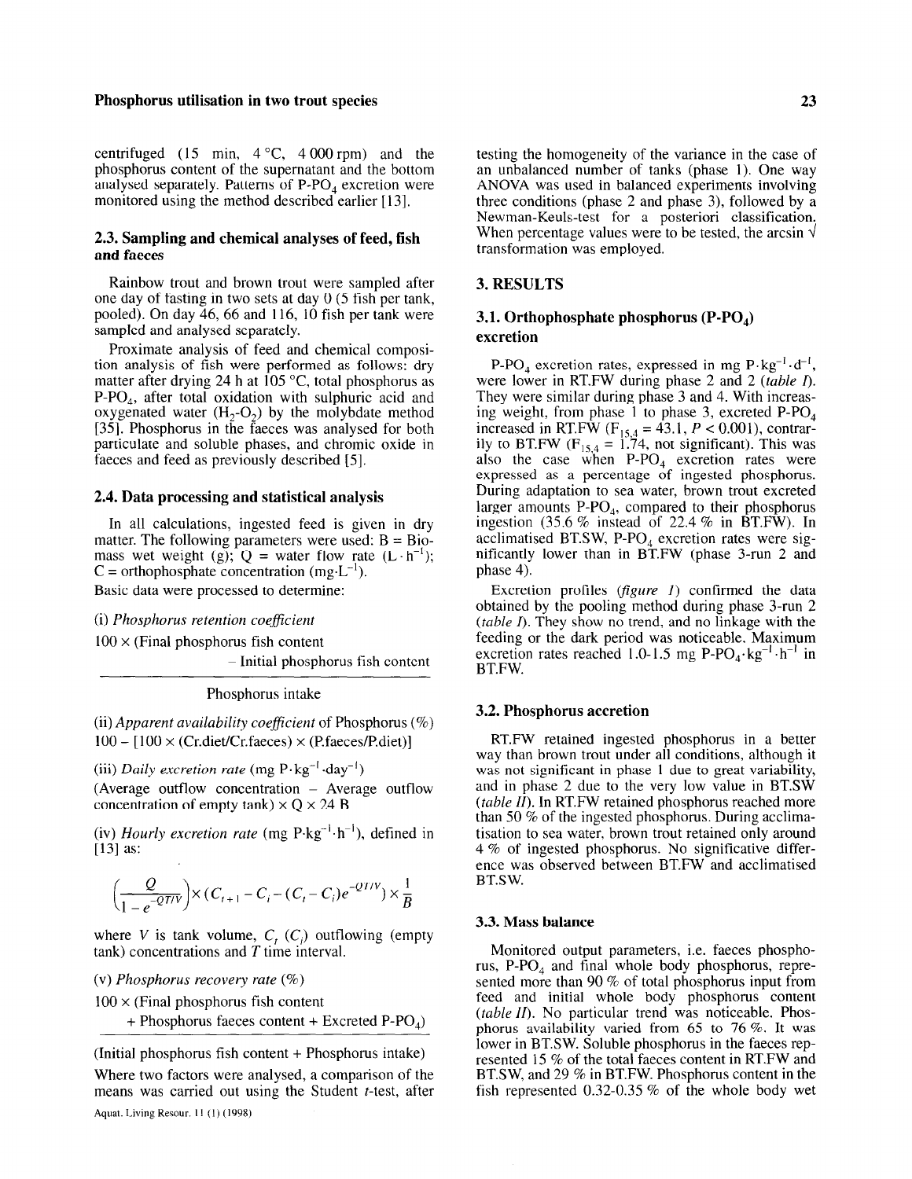centrifuged (15 min, 4 °C, 4 000 rpm) and the phosphorus content of the supernatant and the bottom analysed separately. Patterns of $P\text{-}PO_4$ excretion were monitored using the method described earlier [13].

### 2.3. Sampling and chemical analyses of feed, fish and faeces

Rainbow trout and brown trout were sampled after one day of fasting in two sets at day 0 (5 fish per tank, pooled). On day 46, 66 and 116, 10 fish per tank were sampled and analysed separately.

Proximate analysis of feed and chemical composition analysis of fish were performed as follows: dry matter after drying 24 h at 105 °C, total phosphorus as $P\text{-}PO_4$, after total oxidation with sulphuric acid and oxygenated water ($H_2O_2$) by the molybdate method [35]. Phosphorus in the faeces was analysed for both particulate and soluble phases, and chromic oxide in faeces and feed as previously described [5].

### 2.4. Data processing and statistical analysis

In all calculations, ingested feed is given in dry matter. The following parameters were used: B = Biomass wet weight (g); Q = water flow rate ($L \cdot h^{-1}$); C = orthophosphate concentration ($mg \cdot L^{-1}$).

Basic data were processed to determine:

(i) *Phosphorus retention coefficient*

$$100 \times \frac{\text{(Final phosphorus fish content} - \text{Initial phosphorus fish content)}}{\text{Phosphorus intake}}$$

(ii) *Apparent availability coefficient* of Phosphorus (%)
100 – [100 × (Cr.diet/Cr.faeces) × (P.faeces/P.diet)]

(iii) *Daily excretion rate* ($mg\ P \cdot kg^{-1} \cdot day^{-1}$)
(Average outflow concentration – Average outflow concentration of empty tank) × Q × 24 B

(iv) *Hourly excretion rate* ($mg\ P \cdot kg^{-1} \cdot h^{-1}$), defined in [13] as:

$$\left(\frac{Q}{1 - e^{-QT/V}}\right) \times (C_{t+1} - C_i - (C_t - C_i)e^{-QT/V}) \times \frac{1}{B}$$

where $V$ is tank volume, $C_t$ ($C_i$) outflowing (empty tank) concentrations and $T$ time interval.

(v) *Phosphorus recovery rate* (%)

$$100 \times \frac{\text{(Final phosphorus fish content + Phosphorus faeces content + Excreted P-PO}_4)}{\text{(Initial phosphorus fish content + Phosphorus intake)}}$$

Where two factors were analysed, a comparison of the means was carried out using the Student *t*-test, after testing the homogeneity of the variance in the case of an unbalanced number of tanks (phase 1). One way ANOVA was used in balanced experiments involving three conditions (phase 2 and phase 3), followed by a Newman-Keuls-test for a posteriori classification. When percentage values were to be tested, the arcsin √ transformation was employed.

## 3. RESULTS

### 3.1. Orthophosphate phosphorus ($P\text{-}PO_4$) excretion

$P\text{-}PO_4$ excretion rates, expressed in $mg\ P \cdot kg^{-1} \cdot d^{-1}$, were lower in RT.FW during phase 2 and 2 (*table I*). They were similar during phase 3 and 4. With increasing weight, from phase 1 to phase 3, excreted $P\text{-}PO_4$ increased in RT.FW ($F_{15,4} = 43.1$, $P < 0.001$), contrarily to BT.FW ($F_{15,4} = 1.74$, not significant). This was also the case when $P\text{-}PO_4$ excretion rates were expressed as a percentage of ingested phosphorus. During adaptation to sea water, brown trout excreted larger amounts $P\text{-}PO_4$, compared to their phosphorus ingestion (35.6 % instead of 22.4 % in BT.FW). In acclimatised BT.SW, $P\text{-}PO_4$ excretion rates were significantly lower than in BT.FW (phase 3-run 2 and phase 4).

Excretion profiles (*figure 1*) confirmed the data obtained by the pooling method during phase 3-run 2 (*table I*). They show no trend, and no linkage with the feeding or the dark period was noticeable. Maximum excretion rates reached 1.0-1.5 $mg\ P\text{-}PO_4 \cdot kg^{-1} \cdot h^{-1}$ in BT.FW.

### 3.2. Phosphorus accretion

RT.FW retained ingested phosphorus in a better way than brown trout under all conditions, although it was not significant in phase 1 due to great variability, and in phase 2 due to the very low value in BT.SW (*table II*). In RT.FW retained phosphorus reached more than 50 % of the ingested phosphorus. During acclimatisation to sea water, brown trout retained only around 4 % of ingested phosphorus. No significative difference was observed between BT.FW and acclimatised BT.SW.

### 3.3. Mass balance

Monitored output parameters, i.e. faeces phosphorus, $P\text{-}PO_4$ and final whole body phosphorus, represented more than 90 % of total phosphorus input from feed and initial whole body phosphorus content (*table II*). No particular trend was noticeable. Phosphorus availability varied from 65 to 76 %. It was lower in BT.SW. Soluble phosphorus in the faeces represented 15 % of the total faeces content in RT.FW and BT.SW, and 29 % in BT.FW. Phosphorus content in the fish represented 0.32-0.35 % of the whole body wet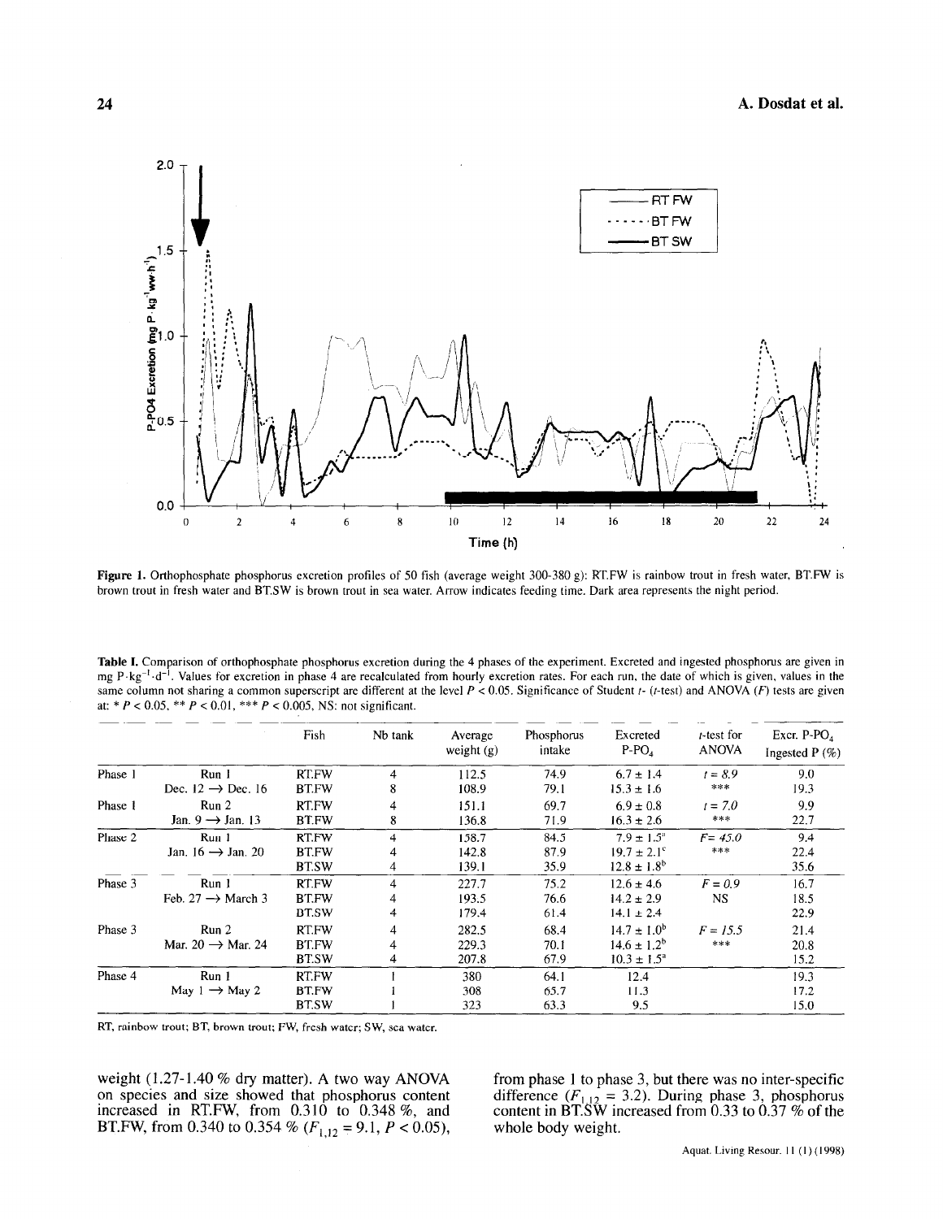Figure 1. Orthophosphate phosphorus excretion profiles of 50 fish (average weight 300-380 g): RT.FW is rainbow trout in fresh water, BT.FW is brown trout in fresh water and BT.SW is brown trout in sea water. Arrow indicates feeding time. Dark area represents the night period.

Table I. Comparison of orthophosphate phosphorus excretion during the 4 phases of the experiment. Excreted and ingested phosphorus are given in mg P·kg$^{-1}$·d$^{-1}$. Values for excretion in phase 4 are recalculated from hourly excretion rates. For each run, the date of which is given, values in the same column not sharing a common superscript are different at the level $P < 0.05$. Significance of Student $t$- ($t$-test) and ANOVA ($F$) tests are given at: * $P < 0.05$, ** $P < 0.01$, *** $P < 0.005$, NS: not significant.

| | | Fish | Nb tank | Average weight (g) | Phosphorus intake | Excreted P-PO$_4$ | $t$-test for ANOVA | Excr. P-PO$_4$ Ingested P (%) |
|---|---|---|---|---|---|---|---|---|
| Phase 1 | Run 1 | RT.FW | 4 | 112.5 | 74.9 | 6.7 ± 1.4 | $t = 8.9$ | 9.0 |
| | Dec. 12 → Dec. 16 | BT.FW | 8 | 108.9 | 79.1 | 15.3 ± 1.6 | *** | 19.3 |
| Phase 1 | Run 2 | RT.FW | 4 | 151.1 | 69.7 | 6.9 ± 0.8 | $t = 7.0$ | 9.9 |
| | Jan. 9 → Jan. 13 | BT.FW | 8 | 136.8 | 71.9 | 16.3 ± 2.6 | *** | 22.7 |
| Phase 2 | Run 1 | RT.FW | 4 | 158.7 | 84.5 | 7.9 ± 1.5[a] | $F = 45.0$ | 9.4 |
| | Jan. 16 → Jan. 20 | BT.FW | 4 | 142.8 | 87.9 | 19.7 ± 2.1[c] | *** | 22.4 |
| | | BT.SW | 4 | 139.1 | 35.9 | 12.8 ± 1.8[b] | | 35.6 |
| Phase 3 | Run 1 | RT.FW | 4 | 227.7 | 75.2 | 12.6 ± 4.6 | $F = 0.9$ | 16.7 |
| | Feb. 27 → March 3 | BT.FW | 4 | 193.5 | 76.6 | 14.2 ± 2.9 | NS | 18.5 |
| | | BT.SW | 4 | 179.4 | 61.4 | 14.1 ± 2.4 | | 22.9 |
| Phase 3 | Run 2 | RT.FW | 4 | 282.5 | 68.4 | 14.7 ± 1.0[b] | $F = 15.5$ | 21.4 |
| | Mar. 20 → Mar. 24 | BT.FW | 4 | 229.3 | 70.1 | 14.6 ± 1.2[b] | *** | 20.8 |
| | | BT.SW | 4 | 207.8 | 67.9 | 10.3 ± 1.5[a] | | 15.2 |
| Phase 4 | Run 1 | RT.FW | 1 | 380 | 64.1 | 12.4 | | 19.3 |
| | May 1 → May 2 | BT.FW | 1 | 308 | 65.7 | 11.3 | | 17.2 |
| | | BT.SW | 1 | 323 | 63.3 | 9.5 | | 15.0 |

RT, rainbow trout; BT, brown trout; FW, fresh water; SW, sea water.

weight (1.27-1.40 % dry matter). A two way ANOVA on species and size showed that phosphorus content increased in RT.FW, from 0.310 to 0.348 %, and BT.FW, from 0.340 to 0.354 % ($F_{1,12} = 9.1$, $P < 0.05$), from phase 1 to phase 3, but there was no inter-specific difference ($F_{1,12} = 3.2$). During phase 3, phosphorus content in BT.SW increased from 0.33 to 0.37 % of the whole body weight.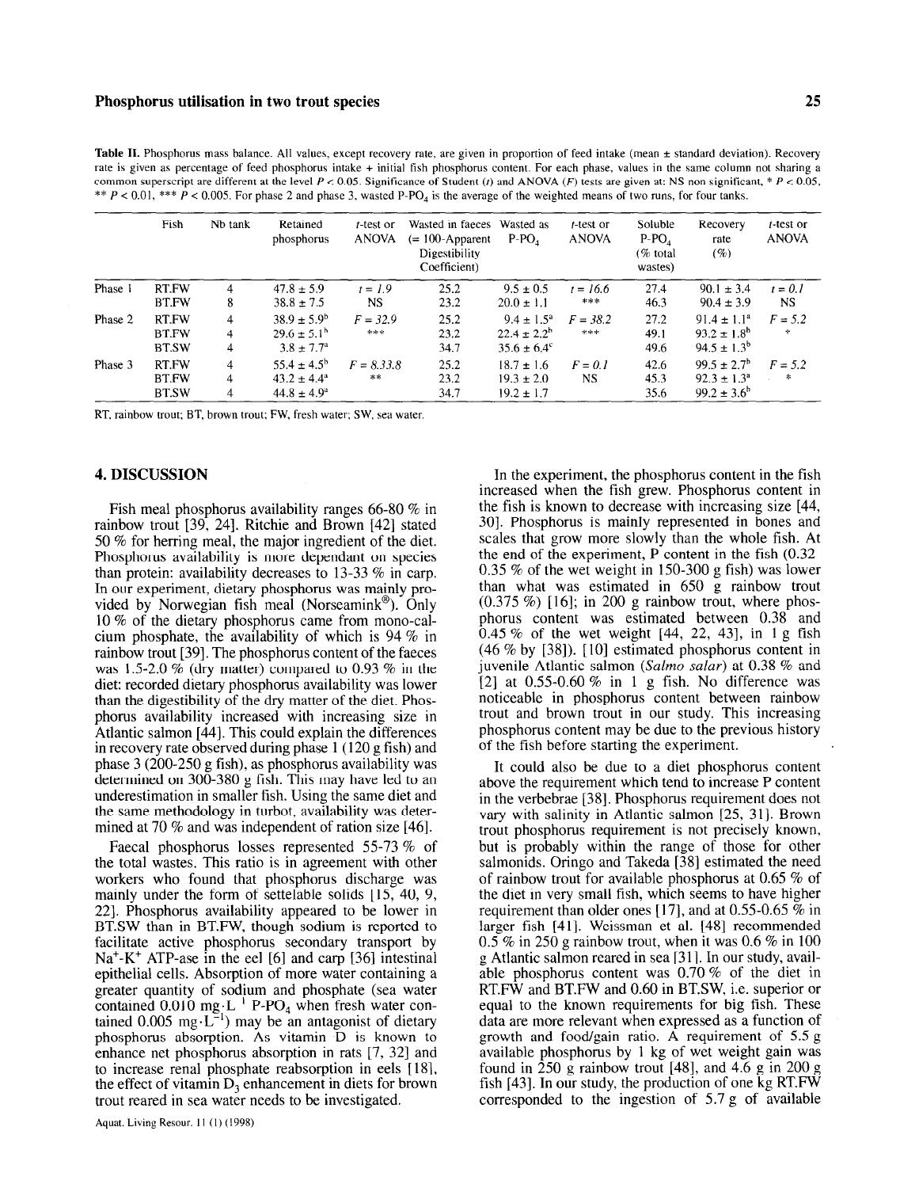**Table II.** Phosphorus mass balance. All values, except recovery rate, are given in proportion of feed intake (mean ± standard deviation). Recovery rate is given as percentage of feed phosphorus intake + initial fish phosphorus content. For each phase, values in the same column not sharing a common superscript are different at the level $P < 0.05$. Significance of Student (*t*) and ANOVA (*F*) tests are given at: NS non significant, * $P < 0.05$, ** $P < 0.01$, *** $P < 0.005$. For phase 2 and phase 3, wasted P-$PO_4$ is the average of the weighted means of two runs, for four tanks.

| | Fish | Nb tank | Retained phosphorus | *t*-test or ANOVA | Wasted in faeces (= 100-Apparent Digestibility Coefficient) | Wasted as P-$PO_4$ | *t*-test or ANOVA | Soluble P-$PO_4$ (% total wastes) | Recovery rate (%) | *t*-test or ANOVA |
|---|---|---|---|---|---|---|---|---|---|---|
| Phase 1 | RT.FW | 4 | 47.8 ± 5.9 | *t* = *1.9* | 25.2 | 9.5 ± 0.5 | *t* = *16.6* | 27.4 | 90.1 ± 3.4 | *t* = *0.1* |
| | BT.FW | 8 | 38.8 ± 7.5 | NS | 23.2 | 20.0 ± 1.1 | *** | 46.3 | 90.4 ± 3.9 | NS |
| Phase 2 | RT.FW | 4 | 38.9 ± 5.9[b] | *F* = *32.9* | 25.2 | 9.4 ± 1.5[a] | *F* = *38.2* | 27.2 | 91.4 ± 1.1[a] | *F* = *5.2* |
| | BT.FW | 4 | 29.6 ± 5.1[b] | *** | 23.2 | 22.4 ± 2.2[b] | *** | 49.1 | 93.2 ± 1.8[b] | * |
| | BT.SW | 4 | 3.8 ± 7.7[a] | | 34.7 | 35.6 ± 6.4[c] | | 49.6 | 94.5 ± 1.3[b] | |
| Phase 3 | RT.FW | 4 | 55.4 ± 4.5[b] | *F* = *8.33.8* | 25.2 | 18.7 ± 1.6 | *F* = *0.1* | 42.6 | 99.5 ± 2.7[b] | *F* = *5.2* |
| | BT.FW | 4 | 43.2 ± 4.4[a] | ** | 23.2 | 19.3 ± 2.0 | NS | 45.3 | 92.3 ± 1.3[a] | * |
| | BT.SW | 4 | 44.8 ± 4.9[a] | | 34.7 | 19.2 ± 1.7 | | 35.6 | 99.2 ± 3.6[b] | |

RT, rainbow trout; BT, brown trout; FW, fresh water; SW, sea water.

## 4. DISCUSSION

Fish meal phosphorus availability ranges 66-80 % in rainbow trout [39, 24]. Ritchie and Brown [42] stated 50 % for herring meal, the major ingredient of the diet. Phosphorus availability is more dependant on species than protein: availability decreases to 13-33 % in carp. In our experiment, dietary phosphorus was mainly provided by Norwegian fish meal (Norseamink®). Only 10 % of the dietary phosphorus came from mono-calcium phosphate, the availability of which is 94 % in rainbow trout [39]. The phosphorus content of the faeces was 1.5-2.0 % (dry matter) compared to 0.93 % in the diet: recorded dietary phosphorus availability was lower than the digestibility of the dry matter of the diet. Phosphorus availability increased with increasing size in Atlantic salmon [44]. This could explain the differences in recovery rate observed during phase 1 (120 g fish) and phase 3 (200-250 g fish), as phosphorus availability was determined on 300-380 g fish. This may have led to an underestimation in smaller fish. Using the same diet and the same methodology in turbot, availability was determined at 70 % and was independent of ration size [46].

Faecal phosphorus losses represented 55-73 % of the total wastes. This ratio is in agreement with other workers who found that phosphorus discharge was mainly under the form of settelable solids [15, 40, 9, 22]. Phosphorus availability appeared to be lower in BT.SW than in BT.FW, though sodium is reported to facilitate active phosphorus secondary transport by $Na^+$-$K^+$ ATP-ase in the eel [6] and carp [36] intestinal epithelial cells. Absorption of more water containing a greater quantity of sodium and phosphate (sea water contained 0.010 $mg \cdot L^{-1}$ P-$PO_4$ when fresh water contained 0.005 $mg \cdot L^{-1}$) may be an antagonist of dietary phosphorus absorption. As vitamin D is known to enhance net phosphorus absorption in rats [7, 32] and to increase renal phosphate reabsorption in eels [18], the effect of vitamin $D_3$ enhancement in diets for brown trout reared in sea water needs to be investigated.

In the experiment, the phosphorus content in the fish increased when the fish grew. Phosphorus content in the fish is known to decrease with increasing size [44, 30]. Phosphorus is mainly represented in bones and scales that grow more slowly than the whole fish. At the end of the experiment, P content in the fish (0.32 0.35 % of the wet weight in 150-300 g fish) was lower than what was estimated in 650 g rainbow trout (0.375 %) [16]; in 200 g rainbow trout, where phosphorus content was estimated between 0.38 and 0.45 % of the wet weight [44, 22, 43], in 1 g fish (46 % by [38]). [10] estimated phosphorus content in juvenile Atlantic salmon (*Salmo salar*) at 0.38 % and [2] at 0.55-0.60 % in 1 g fish. No difference was noticeable in phosphorus content between rainbow trout and brown trout in our study. This increasing phosphorus content may be due to the previous history of the fish before starting the experiment.

It could also be due to a diet phosphorus content above the requirement which tend to increase P content in the verbebrae [38]. Phosphorus requirement does not vary with salinity in Atlantic salmon [25, 31]. Brown trout phosphorus requirement is not precisely known, but is probably within the range of those for other salmonids. Oringo and Takeda [38] estimated the need of rainbow trout for available phosphorus at 0.65 % of the diet in very small fish, which seems to have higher requirement than older ones [17], and at 0.55-0.65 % in larger fish [41]. Weissman et al. [48] recommended 0.5 % in 250 g rainbow trout, when it was 0.6 % in 100 g Atlantic salmon reared in sea [31]. In our study, available phosphorus content was 0.70 % of the diet in RT.FW and BT.FW and 0.60 in BT.SW, i.e. superior or equal to the known requirements for big fish. These data are more relevant when expressed as a function of growth and food/gain ratio. A requirement of 5.5 g available phosphorus by 1 kg of wet weight gain was found in 250 g rainbow trout [48], and 4.6 g in 200 g fish [43]. In our study, the production of one kg RT.FW corresponded to the ingestion of 5.7 g of available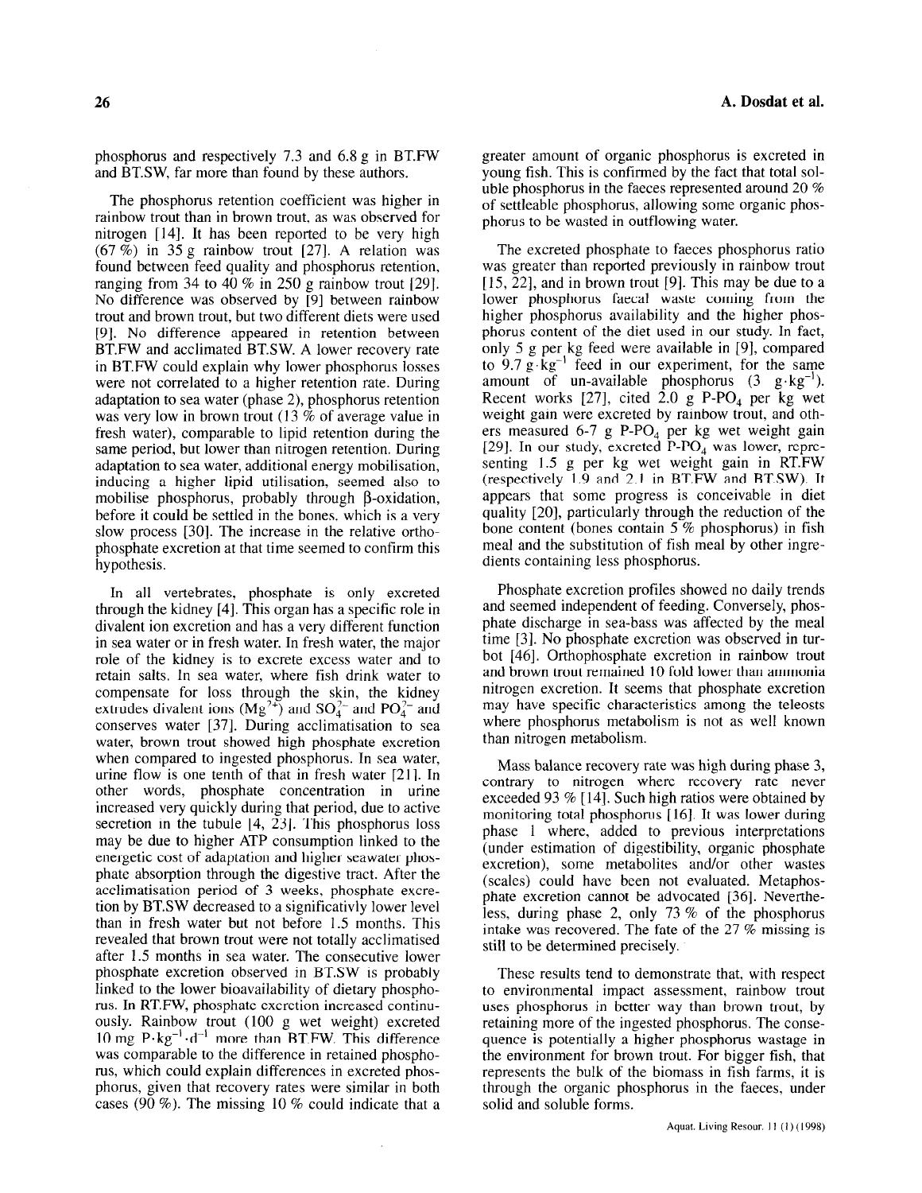phosphorus and respectively 7.3 and 6.8 g in BT.FW and BT.SW, far more than found by these authors.

The phosphorus retention coefficient was higher in rainbow trout than in brown trout, as was observed for nitrogen [14]. It has been reported to be very high (67 %) in 35 g rainbow trout [27]. A relation was found between feed quality and phosphorus retention, ranging from 34 to 40 % in 250 g rainbow trout [29]. No difference was observed by [9] between rainbow trout and brown trout, but two different diets were used [9]. No difference appeared in retention between BT.FW and acclimated BT.SW. A lower recovery rate in BT.FW could explain why lower phosphorus losses were not correlated to a higher retention rate. During adaptation to sea water (phase 2), phosphorus retention was very low in brown trout (13 % of average value in fresh water), comparable to lipid retention during the same period, but lower than nitrogen retention. During adaptation to sea water, additional energy mobilisation, inducing a higher lipid utilisation, seemed also to mobilise phosphorus, probably through β-oxidation, before it could be settled in the bones, which is a very slow process [30]. The increase in the relative orthophosphate excretion at that time seemed to confirm this hypothesis.

In all vertebrates, phosphate is only excreted through the kidney [4]. This organ has a specific role in divalent ion excretion and has a very different function in sea water or in fresh water. In fresh water, the major role of the kidney is to excrete excess water and to retain salts. In sea water, where fish drink water to compensate for loss through the skin, the kidney extrudes divalent ions ($Mg^{2+}$) and $SO_4^{2-}$ and $PO_4^{2-}$ and conserves water [37]. During acclimatisation to sea water, brown trout showed high phosphate excretion when compared to ingested phosphorus. In sea water, urine flow is one tenth of that in fresh water [21]. In other words, phosphate concentration in urine increased very quickly during that period, due to active secretion in the tubule [4, 23]. This phosphorus loss may be due to higher ATP consumption linked to the energetic cost of adaptation and higher seawater phosphate absorption through the digestive tract. After the acclimatisation period of 3 weeks, phosphate excretion by BT.SW decreased to a significativly lower level than in fresh water but not before 1.5 months. This revealed that brown trout were not totally acclimatised after 1.5 months in sea water. The consecutive lower phosphate excretion observed in BT.SW is probably linked to the lower bioavailability of dietary phosphorus. In RT.FW, phosphate excretion increased continuously. Rainbow trout (100 g wet weight) excreted 10 mg $P \cdot kg^{-1} \cdot d^{-1}$ more than BT.FW. This difference was comparable to the difference in retained phosphorus, which could explain differences in excreted phosphorus, given that recovery rates were similar in both cases (90 %). The missing 10 % could indicate that a greater amount of organic phosphorus is excreted in young fish. This is confirmed by the fact that total soluble phosphorus in the faeces represented around 20 % of settleable phosphorus, allowing some organic phosphorus to be wasted in outflowing water.

The excreted phosphate to faeces phosphorus ratio was greater than reported previously in rainbow trout [15, 22], and in brown trout [9]. This may be due to a lower phosphorus faecal waste coming from the higher phosphorus availability and the higher phosphorus content of the diet used in our study. In fact, only 5 g per kg feed were available in [9], compared to 9.7 $g \cdot kg^{-1}$ feed in our experiment, for the same amount of un-available phosphorus (3 $g \cdot kg^{-1}$). Recent works [27], cited 2.0 g $P\text{-}PO_4$ per kg wet weight gain were excreted by rainbow trout, and others measured 6-7 g $P\text{-}PO_4$ per kg wet weight gain [29]. In our study, excreted $P\text{-}PO_4$ was lower, representing 1.5 g per kg wet weight gain in RT.FW (respectively 1.9 and 2.1 in BT.FW and BT.SW). It appears that some progress is conceivable in diet quality [20], particularly through the reduction of the bone content (bones contain 5 % phosphorus) in fish meal and the substitution of fish meal by other ingredients containing less phosphorus.

Phosphate excretion profiles showed no daily trends and seemed independent of feeding. Conversely, phosphate discharge in sea-bass was affected by the meal time [3]. No phosphate excretion was observed in turbot [46]. Orthophosphate excretion in rainbow trout and brown trout remained 10 fold lower than ammonia nitrogen excretion. It seems that phosphate excretion may have specific characteristics among the teleosts where phosphorus metabolism is not as well known than nitrogen metabolism.

Mass balance recovery rate was high during phase 3, contrary to nitrogen where recovery rate never exceeded 93 % [14]. Such high ratios were obtained by monitoring total phosphorus [16]. It was lower during phase 1 where, added to previous interpretations (under estimation of digestibility, organic phosphate excretion), some metabolites and/or other wastes (scales) could have been not evaluated. Metaphosphate excretion cannot be advocated [36]. Nevertheless, during phase 2, only 73 % of the phosphorus intake was recovered. The fate of the 27 % missing is still to be determined precisely.

These results tend to demonstrate that, with respect to environmental impact assessment, rainbow trout uses phosphorus in better way than brown trout, by retaining more of the ingested phosphorus. The consequence is potentially a higher phosphorus wastage in the environment for brown trout. For bigger fish, that represents the bulk of the biomass in fish farms, it is through the organic phosphorus in the faeces, under solid and soluble forms.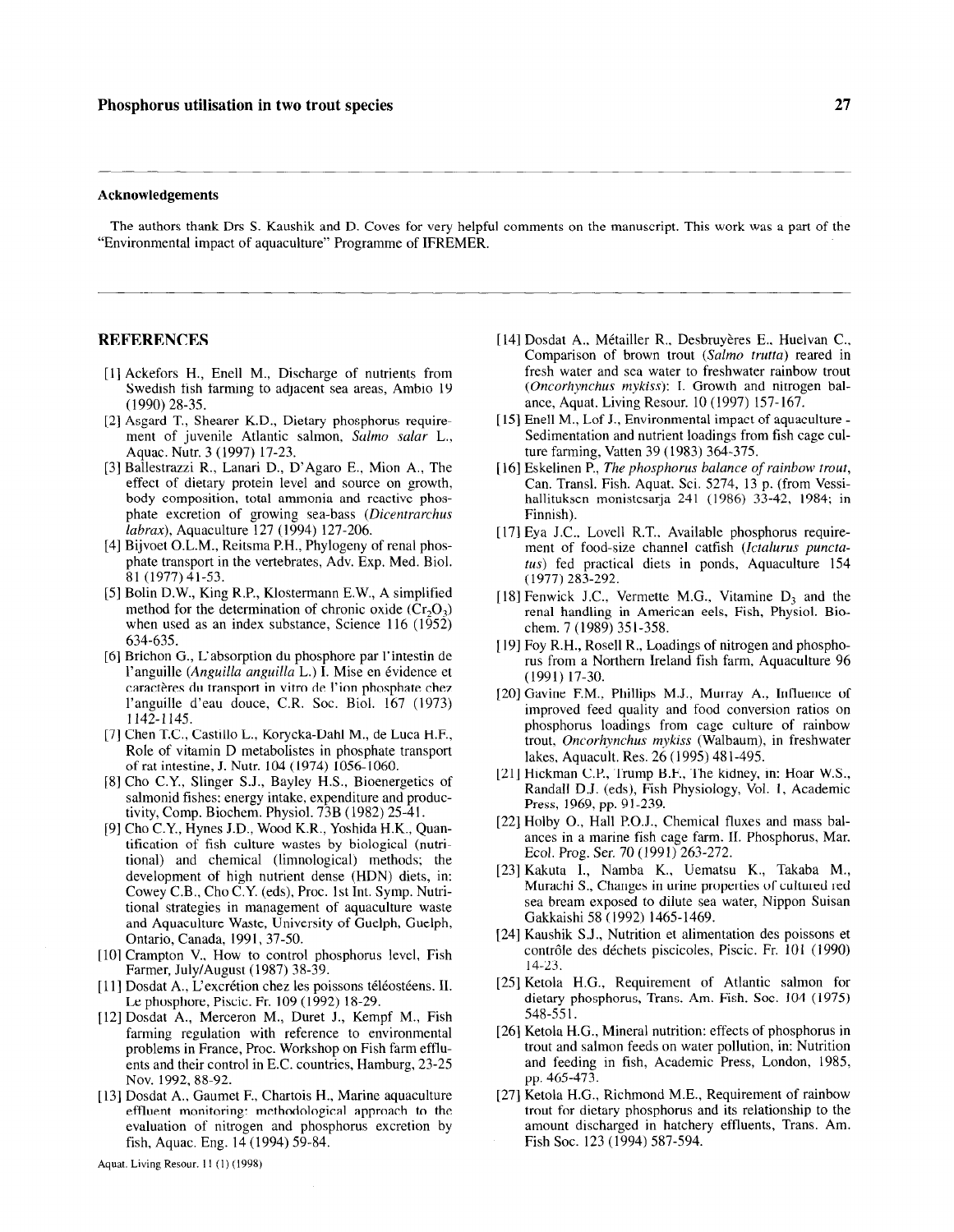## Acknowledgements

The authors thank Drs S. Kaushik and D. Coves for very helpful comments on the manuscript. This work was a part of the "Environmental impact of aquaculture" Programme of IFREMER.

## REFERENCES

[1] Ackefors H., Enell M., Discharge of nutrients from Swedish fish farming to adjacent sea areas, Ambio 19 (1990) 28-35.

[2] Asgard T., Shearer K.D., Dietary phosphorus requirement of juvenile Atlantic salmon, *Salmo salar* L., Aquac. Nutr. 3 (1997) 17-23.

[3] Ballestrazzi R., Lanari D., D'Agaro E., Mion A., The effect of dietary protein level and source on growth, body composition, total ammonia and reactive phosphate excretion of growing sea-bass (*Dicentrarchus labrax*), Aquaculture 127 (1994) 127-206.

[4] Bijvoet O.L.M., Reitsma P.H., Phylogeny of renal phosphate transport in the vertebrates, Adv. Exp. Med. Biol. 81 (1977) 41-53.

[5] Bolin D.W., King R.P., Klostermann E.W., A simplified method for the determination of chronic oxide ($Cr_2O_3$) when used as an index substance, Science 116 (1952) 634-635.

[6] Brichon G., L'absorption du phosphore par l'intestin de l'anguille (*Anguilla anguilla* L.) I. Mise en évidence et caractères du transport in vitro de l'ion phosphate chez l'anguille d'eau douce, C.R. Soc. Biol. 167 (1973) 1142-1145.

[7] Chen T.C., Castillo L., Korycka-Dahl M., de Luca H.F., Role of vitamin D metabolistes in phosphate transport of rat intestine, J. Nutr. 104 (1974) 1056-1060.

[8] Cho C.Y., Slinger S.J., Bayley H.S., Bioenergetics of salmonid fishes: energy intake, expenditure and productivity, Comp. Biochem. Physiol. 73B (1982) 25-41.

[9] Cho C.Y., Hynes J.D., Wood K.R., Yoshida H.K., Quantification of fish culture wastes by biological (nutritional) and chemical (limnological) methods; the development of high nutrient dense (HDN) diets, in: Cowey C.B., Cho C.Y. (eds), Proc. 1st Int. Symp. Nutritional strategies in management of aquaculture waste and Aquaculture Waste, University of Guelph, Guelph, Ontario, Canada, 1991, 37-50.

[10] Crampton V., How to control phosphorus level, Fish Farmer, July/August (1987) 38-39.

[11] Dosdat A., L'excrétion chez les poissons téléostéens. II. Le phosphore, Piscic. Fr. 109 (1992) 18-29.

[12] Dosdat A., Merceron M., Duret J., Kempf M., Fish farming regulation with reference to environmental problems in France, Proc. Workshop on Fish farm effluents and their control in E.C. countries, Hamburg, 23-25 Nov. 1992, 88-92.

[13] Dosdat A., Gaumet F., Chartois H., Marine aquaculture effluent monitoring: methodological approach to the evaluation of nitrogen and phosphorus excretion by fish, Aquac. Eng. 14 (1994) 59-84.

[14] Dosdat A., Métailler R., Desbruyères E., Huelvan C., Comparison of brown trout (*Salmo trutta*) reared in fresh water and sea water to freshwater rainbow trout (*Oncorhynchus mykiss*): I. Growth and nitrogen balance, Aquat. Living Resour. 10 (1997) 157-167.

[15] Enell M., Lof J., Environmental impact of aquaculture - Sedimentation and nutrient loadings from fish cage culture farming, Vatten 39 (1983) 364-375.

[16] Eskelinen P., *The phosphorus balance of rainbow trout*, Can. Transl. Fish. Aquat. Sci. 5274, 13 p. (from Vessihallituksen monistesarja 241 (1986) 33-42, 1984; in Finnish).

[17] Eya J.C., Lovell R.T., Available phosphorus requirement of food-size channel catfish (*Ictalurus punctatus*) fed practical diets in ponds, Aquaculture 154 (1977) 283-292.

[18] Fenwick J.C., Vermette M.G., Vitamine $D_3$ and the renal handling in American eels, Fish, Physiol. Biochem. 7 (1989) 351-358.

[19] Foy R.H., Rosell R., Loadings of nitrogen and phosphorus from a Northern Ireland fish farm, Aquaculture 96 (1991) 17-30.

[20] Gavine F.M., Phillips M.J., Murray A., Influence of improved feed quality and food conversion ratios on phosphorus loadings from cage culture of rainbow trout, *Oncorhynchus mykiss* (Walbaum), in freshwater lakes, Aquacult. Res. 26 (1995) 481-495.

[21] Hickman C.P., Trump B.F., The kidney, in: Hoar W.S., Randall D.J. (eds), Fish Physiology, Vol. 1, Academic Press, 1969, pp. 91-239.

[22] Holby O., Hall P.O.J., Chemical fluxes and mass balances in a marine fish cage farm. II. Phosphorus, Mar. Ecol. Prog. Ser. 70 (1991) 263-272.

[23] Kakuta I., Namba K., Uematsu K., Takaba M., Murachi S., Changes in urine properties of cultured red sea bream exposed to dilute sea water, Nippon Suisan Gakkaishi 58 (1992) 1465-1469.

[24] Kaushik S.J., Nutrition et alimentation des poissons et contrôle des déchets piscicoles, Piscic. Fr. 101 (1990) 14-23.

[25] Ketola H.G., Requirement of Atlantic salmon for dietary phosphorus, Trans. Am. Fish. Soc. 104 (1975) 548-551.

[26] Ketola H.G., Mineral nutrition: effects of phosphorus in trout and salmon feeds on water pollution, in: Nutrition and feeding in fish, Academic Press, London, 1985, pp. 465-473.

[27] Ketola H.G., Richmond M.E., Requirement of rainbow trout for dietary phosphorus and its relationship to the amount discharged in hatchery effluents, Trans. Am. Fish Soc. 123 (1994) 587-594.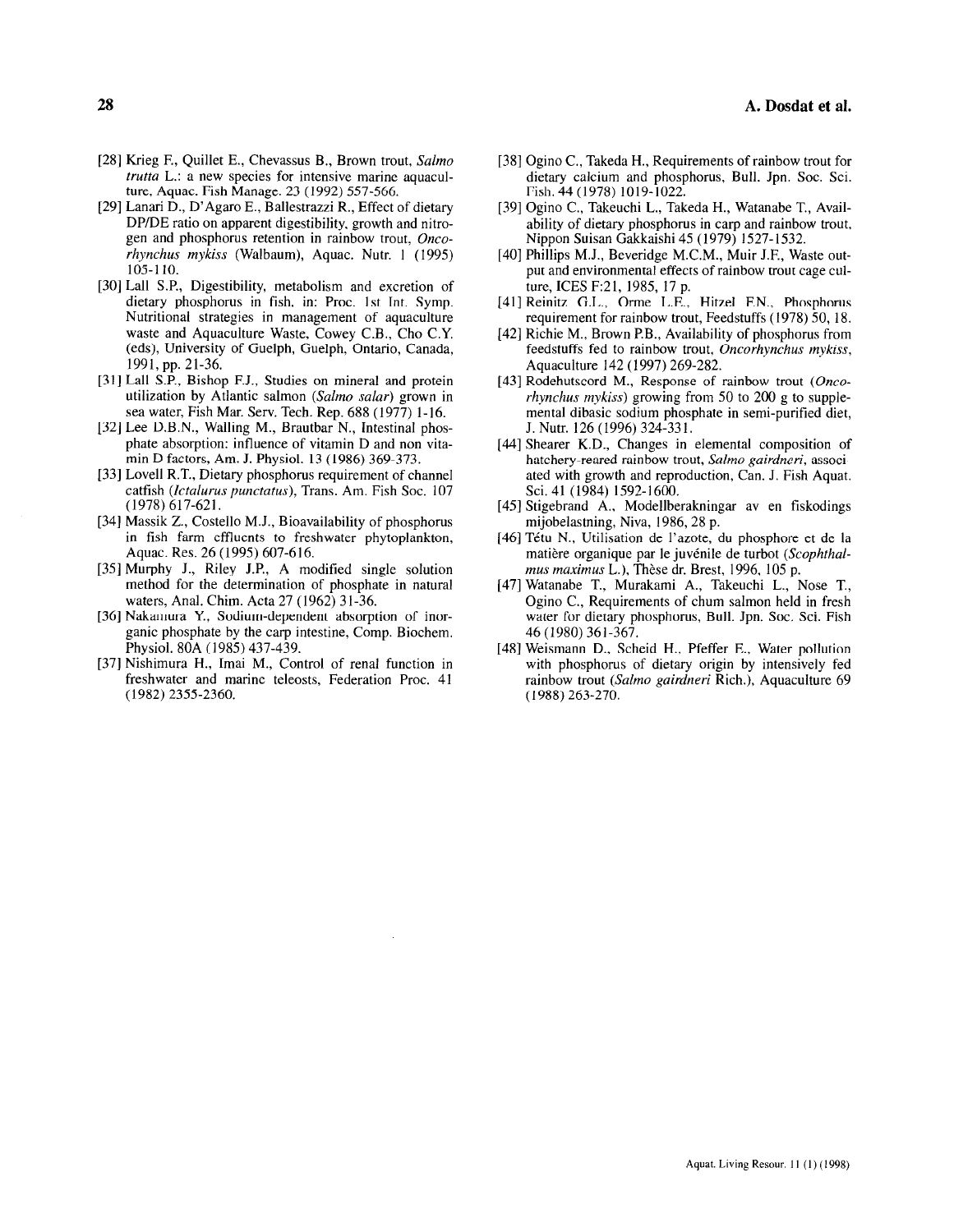[28] Krieg F., Quillet E., Chevassus B., Brown trout, *Salmo trutta* L.: a new species for intensive marine aquaculture, Aquac. Fish Manage. 23 (1992) 557-566.

[29] Lanari D., D'Agaro E., Ballestrazzi R., Effect of dietary DP/DE ratio on apparent digestibility, growth and nitrogen and phosphorus retention in rainbow trout, *Oncorhynchus mykiss* (Walbaum), Aquac. Nutr. 1 (1995) 105-110.

[30] Lall S.P., Digestibility, metabolism and excretion of dietary phosphorus in fish, in: Proc. 1st Int. Symp. Nutritional strategies in management of aquaculture waste and Aquaculture Waste, Cowey C.B., Cho C.Y. (eds), University of Guelph, Guelph, Ontario, Canada, 1991, pp. 21-36.

[31] Lall S.P., Bishop F.J., Studies on mineral and protein utilization by Atlantic salmon (*Salmo salar*) grown in sea water, Fish Mar. Serv. Tech. Rep. 688 (1977) 1-16.

[32] Lee D.B.N., Walling M., Brautbar N., Intestinal phosphate absorption: influence of vitamin D and non vitamin D factors, Am. J. Physiol. 13 (1986) 369-373.

[33] Lovell R.T., Dietary phosphorus requirement of channel catfish (*Ictalurus punctatus*), Trans. Am. Fish Soc. 107 (1978) 617-621.

[34] Massik Z., Costello M.J., Bioavailability of phosphorus in fish farm effluents to freshwater phytoplankton, Aquac. Res. 26 (1995) 607-616.

[35] Murphy J., Riley J.P., A modified single solution method for the determination of phosphate in natural waters, Anal. Chim. Acta 27 (1962) 31-36.

[36] Nakamura Y., Sodium-dependent absorption of inorganic phosphate by the carp intestine, Comp. Biochem. Physiol. 80A (1985) 437-439.

[37] Nishimura H., Imai M., Control of renal function in freshwater and marine teleosts, Federation Proc. 41 (1982) 2355-2360.

[38] Ogino C., Takeda H., Requirements of rainbow trout for dietary calcium and phosphorus, Bull. Jpn. Soc. Sci. Fish. 44 (1978) 1019-1022.

[39] Ogino C., Takeuchi L., Takeda H., Watanabe T., Availability of dietary phosphorus in carp and rainbow trout, Nippon Suisan Gakkaishi 45 (1979) 1527-1532.

[40] Phillips M.J., Beveridge M.C.M., Muir J.F., Waste output and environmental effects of rainbow trout cage culture, ICES F:21, 1985, 17 p.

[41] Reinitz G.L., Orme L.E., Hitzel F.N., Phosphorus requirement for rainbow trout, Feedstuffs (1978) 50, 18.

[42] Richie M., Brown P.B., Availability of phosphorus from feedstuffs fed to rainbow trout, *Oncorhynchus mykiss*, Aquaculture 142 (1997) 269-282.

[43] Rodehutscord M., Response of rainbow trout (*Oncorhynchus mykiss*) growing from 50 to 200 g to supplemental dibasic sodium phosphate in semi-purified diet, J. Nutr. 126 (1996) 324-331.

[44] Shearer K.D., Changes in elemental composition of hatchery-reared rainbow trout, *Salmo gairdneri*, associated with growth and reproduction, Can. J. Fish Aquat. Sci. 41 (1984) 1592-1600.

[45] Stigebrand A., Modellberakningar av en fiskodings mijobelastning, Niva, 1986, 28 p.

[46] Tétu N., Utilisation de l'azote, du phosphore et de la matière organique par le juvénile de turbot (*Scophthalmus maximus* L.), Thèse dr. Brest, 1996, 105 p.

[47] Watanabe T., Murakami A., Takeuchi L., Nose T., Ogino C., Requirements of chum salmon held in fresh water for dietary phosphorus, Bull. Jpn. Soc. Sci. Fish 46 (1980) 361-367.

[48] Weismann D., Scheid H., Pfeffer E., Water pollution with phosphorus of dietary origin by intensively fed rainbow trout (*Salmo gairdneri* Rich.), Aquaculture 69 (1988) 263-270.